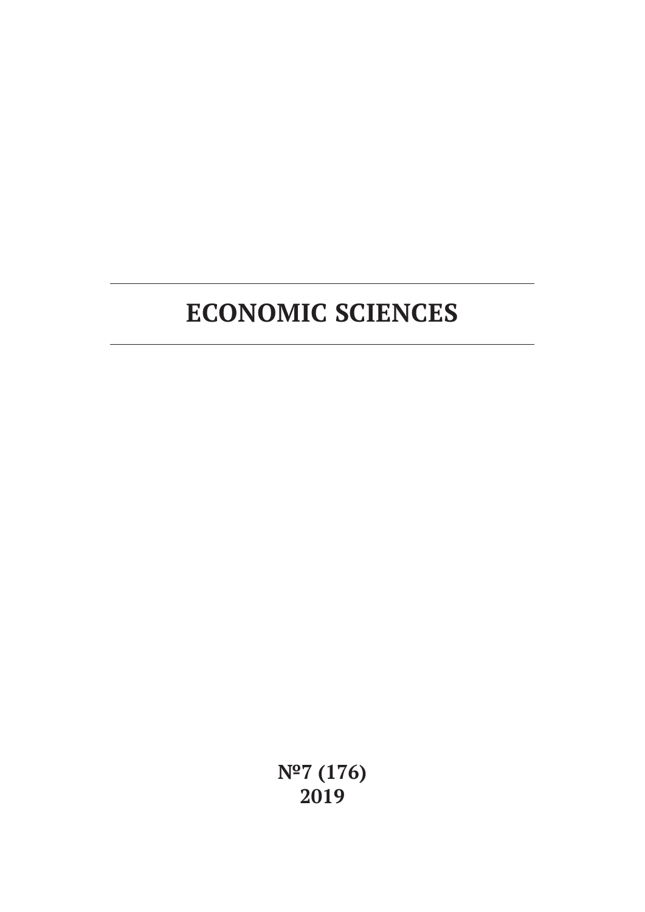# ECONOMIC SCIENCES

**№7 (176)**
**2019**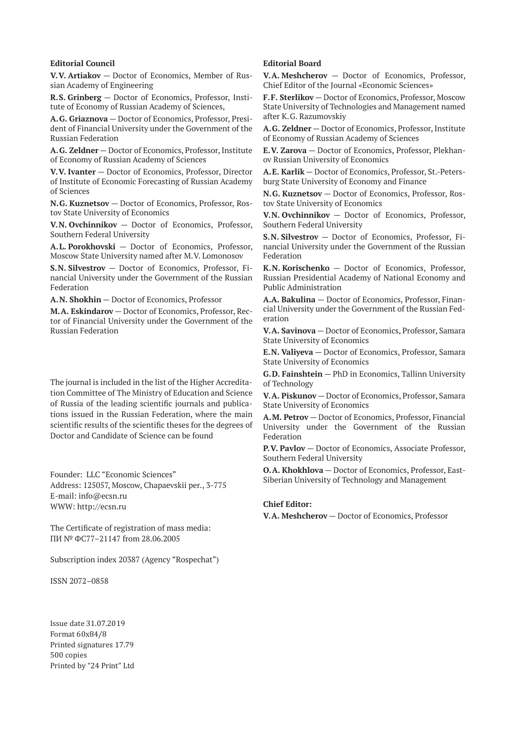**Editorial Council**

**V.V. Artiakov** — Doctor of Economics, Member of Russian Academy of Engineering

**R.S. Grinberg** — Doctor of Economics, Professor, Institute of Economy of Russian Academy of Sciences,

**A.G. Griaznova** — Doctor of Economics, Professor, President of Financial University under the Government of the Russian Federation

**A.G. Zeldner** — Doctor of Economics, Professor, Institute of Economy of Russian Academy of Sciences

**V.V. Ivanter** — Doctor of Economics, Professor, Director of Institute of Economic Forecasting of Russian Academy of Sciences

**N.G. Kuznetsov** — Doctor of Economics, Professor, Rostov State University of Economics

**V.N. Ovchinnikov** — Doctor of Economics, Professor, Southern Federal University

**A.L. Porokhovski** — Doctor of Economics, Professor, Moscow State University named after M.V. Lomonosov

**S.N. Silvestrov** — Doctor of Economics, Professor, Financial University under the Government of the Russian Federation

**A.N. Shokhin** — Doctor of Economics, Professor

**M.A. Eskindarov** — Doctor of Economics, Professor, Rector of Financial University under the Government of the Russian Federation

The journal is included in the list of the Higher Accreditation Committee of The Ministry of Education and Science of Russia of the leading scientific journals and publications issued in the Russian Federation, where the main scientific results of the scientific theses for the degrees of Doctor and Candidate of Science can be found

Founder: LLC "Economic Sciences"
Address: 125057, Moscow, Chapaevskii per., 3-775
E-mail: info@ecsn.ru
WWW: http://ecsn.ru

The Certificate of registration of mass media:
ПИ № ФС77–21147 from 28.06.2005

Subscription index 20387 (Agency "Rospechat")

ISSN 2072–0858

Issue date 31.07.2019
Format 60x84/8
Printed signatures 17.79
500 copies
Printed by "24 Print" Ltd

**Editorial Board**

**V.A. Meshcherov** — Doctor of Economics, Professor, Chief Editor of the Journal «Economic Sciences»

**F.F. Sterlikov** — Doctor of Economics, Professor, Moscow State University of Technologies and Management named after K.G. Razumovskiy

**A.G. Zeldner** — Doctor of Economics, Professor, Institute of Economy of Russian Academy of Sciences

**E.V. Zarova** — Doctor of Economics, Professor, Plekhanov Russian University of Economics

**A.E. Karlik** — Doctor of Economics, Professor, St.-Petersburg State University of Economy and Finance

**N.G. Kuznetsov** — Doctor of Economics, Professor, Rostov State University of Economics

**V.N. Ovchinnikov** — Doctor of Economics, Professor, Southern Federal University

**S.N. Silvestrov** — Doctor of Economics, Professor, Financial University under the Government of the Russian Federation

**K.N. Korischenko** — Doctor of Economics, Professor, Russian Presidential Academy of National Economy and Public Administration

**A.A. Bakulina** — Doctor of Economics, Professor, Financial University under the Government of the Russian Federation

**V.A. Savinova** — Doctor of Economics, Professor, Samara State University of Economics

**E.N. Valiyeva** — Doctor of Economics, Professor, Samara State University of Economics

**G.D. Fainshtein** — PhD in Economics, Tallinn University of Technology

**V.A. Piskunov** — Doctor of Economics, Professor, Samara State University of Economics

**A.M. Petrov** — Doctor of Economics, Professor, Financial University under the Government of the Russian Federation

**P.V. Pavlov** — Doctor of Economics, Associate Professor, Southern Federal University

**O.A. Khokhlova** — Doctor of Economics, Professor, East-Siberian University of Technology and Management

**Chief Editor:**

**V.A. Meshcherov** — Doctor of Economics, Professor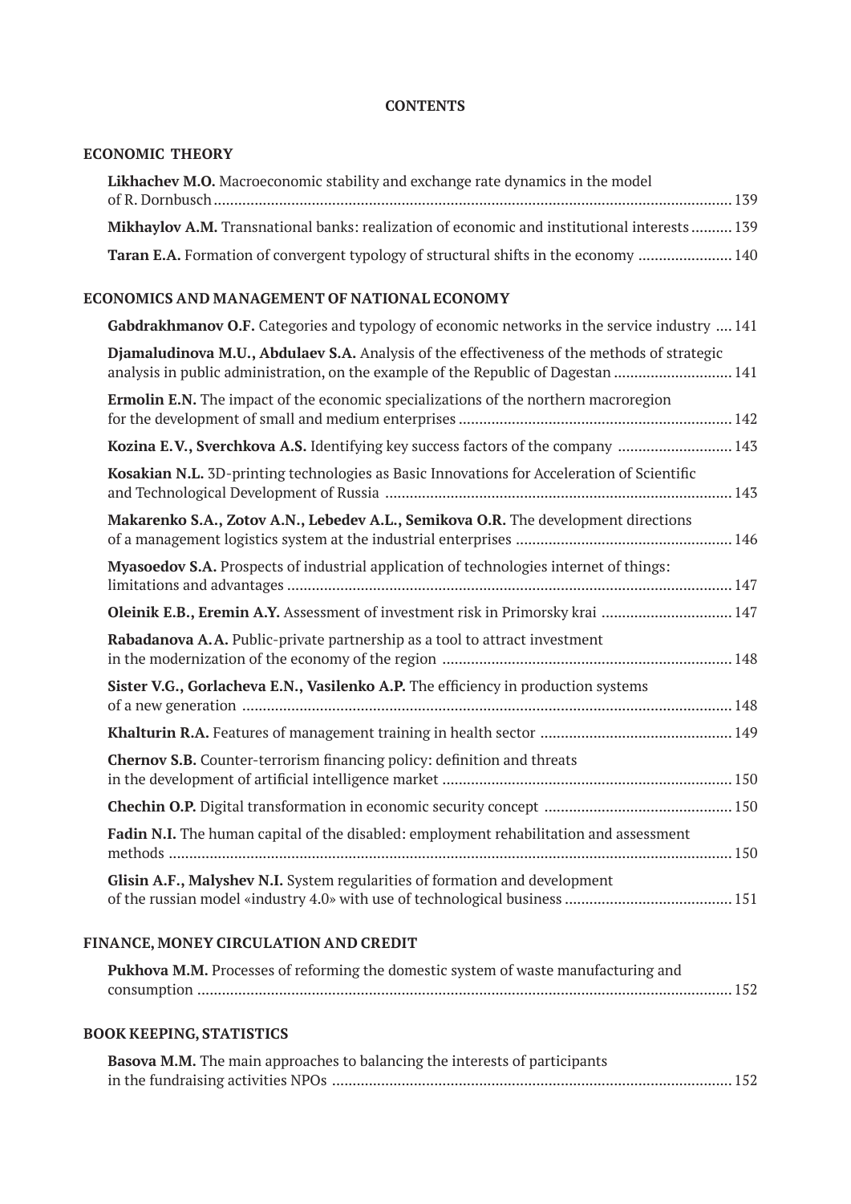# CONTENTS

## ECONOMIC THEORY

**Likhachev M.O.** Macroeconomic stability and exchange rate dynamics in the model of R. Dornbusch ........ 139

**Mikhaylov A.M.** Transnational banks: realization of economic and institutional interests ........ 139

**Taran E.A.** Formation of convergent typology of structural shifts in the economy ........ 140

## ECONOMICS AND MANAGEMENT OF NATIONAL ECONOMY

**Gabdrakhmanov O.F.** Categories and typology of economic networks in the service industry ........ 141

**Djamaludinova M.U., Abdulaev S.A.** Analysis of the effectiveness of the methods of strategic analysis in public administration, on the example of the Republic of Dagestan ........ 141

**Ermolin E.N.** The impact of the economic specializations of the northern macroregion for the development of small and medium enterprises ........ 142

**Kozina E.V., Sverchkova A.S.** Identifying key success factors of the company ........ 143

**Kosakian N.L.** 3D-printing technologies as Basic Innovations for Acceleration of Scientific and Technological Development of Russia ........ 143

**Makarenko S.A., Zotov A.N., Lebedev A.L., Semikova O.R.** The development directions of a management logistics system at the industrial enterprises ........ 146

**Myasoedov S.A.** Prospects of industrial application of technologies internet of things: limitations and advantages ........ 147

**Oleinik E.B., Eremin A.Y.** Assessment of investment risk in Primorsky krai ........ 147

**Rabadanova A.A.** Public-private partnership as a tool to attract investment in the modernization of the economy of the region ........ 148

**Sister V.G., Gorlacheva E.N., Vasilenko A.P.** The efficiency in production systems of a new generation ........ 148

**Khalturin R.A.** Features of management training in health sector ........ 149

**Chernov S.B.** Counter-terrorism financing policy: definition and threats in the development of artificial intelligence market ........ 150

**Chechin O.P.** Digital transformation in economic security concept ........ 150

**Fadin N.I.** The human capital of the disabled: employment rehabilitation and assessment methods ........ 150

**Glisin A.F., Malyshev N.I.** System regularities of formation and development of the russian model «industry 4.0» with use of technological business ........ 151

## FINANCE, MONEY CIRCULATION AND CREDIT

**Pukhova M.M.** Processes of reforming the domestic system of waste manufacturing and consumption ........ 152

## BOOK KEEPING, STATISTICS

**Basova M.M.** The main approaches to balancing the interests of participants in the fundraising activities NPOs ........ 152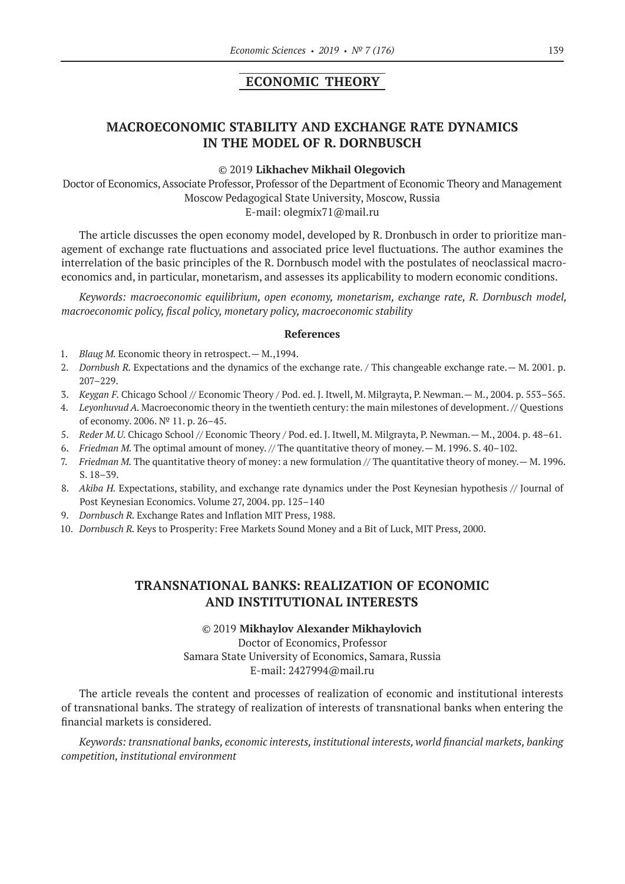## ECONOMIC THEORY

### MACROECONOMIC STABILITY AND EXCHANGE RATE DYNAMICS IN THE MODEL OF R. DORNBUSCH

© 2019 **Likhachev Mikhail Olegovich**

Doctor of Economics, Associate Professor, Professor of the Department of Economic Theory and Management
Moscow Pedagogical State University, Moscow, Russia
E-mail: olegmix71@mail.ru

The article discusses the open economy model, developed by R. Dronbusch in order to prioritize management of exchange rate fluctuations and associated price level fluctuations. The author examines the interrelation of the basic principles of the R. Dornbusch model with the postulates of neoclassical macroeconomics and, in particular, monetarism, and assesses its applicability to modern economic conditions.

*Keywords: macroeconomic equilibrium, open economy, monetarism, exchange rate, R. Dornbusch model, macroeconomic policy, fiscal policy, monetary policy, macroeconomic stability*

#### References

1. *Blaug M.* Economic theory in retrospect.— M.,1994.
2. *Dornbush R.* Expectations and the dynamics of the exchange rate. / This changeable exchange rate.— M. 2001. p. 207–229.
3. *Keygan F.* Chicago School // Economic Theory / Pod. ed. J. Itwell, M. Milgrayta, P. Newman.— M., 2004. p. 553–565.
4. *Leyonhuvud A.* Macroeconomic theory in the twentieth century: the main milestones of development. // Questions of economy. 2006. № 11. p. 26–45.
5. *Reder M.U.* Chicago School // Economic Theory / Pod. ed. J. Itwell, M. Milgrayta, P. Newman.— M., 2004. p. 48–61.
6. *Friedman M.* The optimal amount of money. // The quantitative theory of money.— M. 1996. S. 40–102.
7. *Friedman M.* The quantitative theory of money: a new formulation // The quantitative theory of money.— M. 1996. S. 18–39.
8. *Akiba H.* Expectations, stability, and exchange rate dynamics under the Post Keynesian hypothesis // Journal of Post Keynesian Economics. Volume 27, 2004. pp. 125–140
9. *Dornbusch R.* Exchange Rates and Inflation MIT Press, 1988.
10. *Dornbusch R.* Keys to Prosperity: Free Markets Sound Money and a Bit of Luck, MIT Press, 2000.

### TRANSNATIONAL BANKS: REALIZATION OF ECONOMIC AND INSTITUTIONAL INTERESTS

© 2019 **Mikhaylov Alexander Mikhaylovich**

Doctor of Economics, Professor
Samara State University of Economics, Samara, Russia
E-mail: 2427994@mail.ru

The article reveals the content and processes of realization of economic and institutional interests of transnational banks. The strategy of realization of interests of transnational banks when entering the financial markets is considered.

*Keywords: transnational banks, economic interests, institutional interests, world financial markets, banking competition, institutional environment*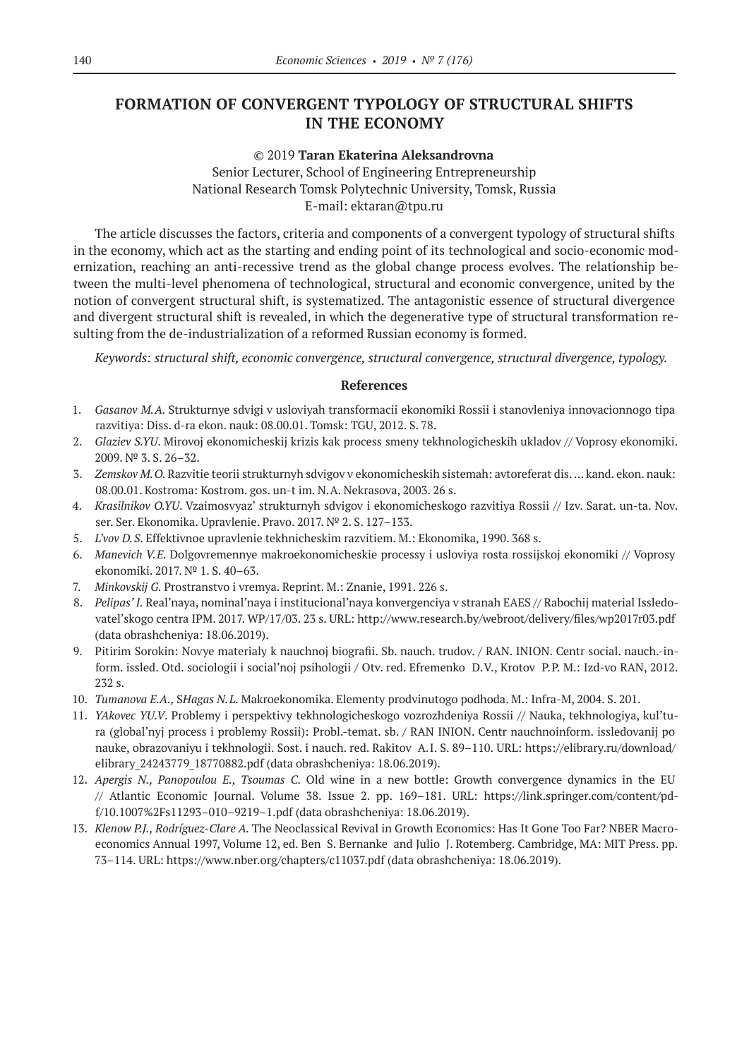# FORMATION OF CONVERGENT TYPOLOGY OF STRUCTURAL SHIFTS IN THE ECONOMY

© 2019 **Taran Ekaterina Aleksandrovna**

Senior Lecturer, School of Engineering Entrepreneurship
National Research Tomsk Polytechnic University, Tomsk, Russia
E-mail: ektaran@tpu.ru

The article discusses the factors, criteria and components of a convergent typology of structural shifts in the economy, which act as the starting and ending point of its technological and socio-economic modernization, reaching an anti-recessive trend as the global change process evolves. The relationship between the multi-level phenomena of technological, structural and economic convergence, united by the notion of convergent structural shift, is systematized. The antagonistic essence of structural divergence and divergent structural shift is revealed, in which the degenerative type of structural transformation resulting from the de-industrialization of a reformed Russian economy is formed.

*Keywords: structural shift, economic convergence, structural convergence, structural divergence, typology.*

### References

1. *Gasanov M.A.* Strukturnye sdvigi v usloviyah transformacii ekonomiki Rossii i stanovleniya innovacionnogo tipa razvitiya: Diss. d-ra ekon. nauk: 08.00.01. Tomsk: TGU, 2012. S. 78.
2. *Glaziev S.YU.* Mirovoj ekonomicheskij krizis kak process smeny tekhnologicheskih ukladov // Voprosy ekonomiki. 2009. № 3. S. 26–32.
3. *Zemskov M.O.* Razvitie teorii strukturnyh sdvigov v ekonomicheskih sistemah: avtoreferat dis. … kand. ekon. nauk: 08.00.01. Kostroma: Kostrom. gos. un-t im. N.A. Nekrasova, 2003. 26 s.
4. *Krasilnikov O.YU.* Vzaimosvyaz' strukturnyh sdvigov i ekonomicheskogo razvitiya Rossii // Izv. Sarat. un-ta. Nov. ser. Ser. Ekonomika. Upravlenie. Pravo. 2017. № 2. S. 127–133.
5. *L'vov D.S.* Effektivnoe upravlenie tekhnicheskim razvitiem. M.: Ekonomika, 1990. 368 s.
6. *Manevich V.E.* Dolgovremennye makroekonomicheskie processy i usloviya rosta rossijskoj ekonomiki // Voprosy ekonomiki. 2017. № 1. S. 40–63.
7. *Minkovskij G.* Prostranstvo i vremya. Reprint. M.: Znanie, 1991. 226 s.
8. *Pelipas' I.* Real'naya, nominal'naya i institucional'naya konvergenciya v stranah EAES // Rabochij material Issledovatel'skogo centra IPM. 2017. WP/17/03. 23 s. URL: http://www.research.by/webroot/delivery/files/wp2017r03.pdf (data obrashcheniya: 18.06.2019).
9. Pitirim Sorokin: Novye materialy k nauchnoj biografii. Sb. nauch. trudov. / RAN. INION. Centr social. nauch.-inform. issled. Otd. sociologii i social'noj psihologii / Otv. red. Efremenko D.V., Krotov P.P. M.: Izd-vo RAN, 2012. 232 s.
10. *Tumanova E.A., SHagas N.L.* Makroekonomika. Elementy prodvinutogo podhoda. M.: Infra-M, 2004. S. 201.
11. *YAkovec YU.V.* Problemy i perspektivy tekhnologicheskogo vozrozhdeniya Rossii // Nauka, tekhnologiya, kul'tura (global'nyj process i problemy Rossii): Probl.-temat. sb. / RAN INION. Centr nauchnoinform. issledovanij po nauke, obrazovaniyu i tekhnologii. Sost. i nauch. red. Rakitov A.I. S. 89–110. URL: https://elibrary.ru/download/elibrary_24243779_18770882.pdf (data obrashcheniya: 18.06.2019).
12. *Apergis N., Panopoulou E., Tsoumas C.* Old wine in a new bottle: Growth convergence dynamics in the EU // Atlantic Economic Journal. Volume 38. Issue 2. pp. 169–181. URL: https://link.springer.com/content/pdf/10.1007%2Fs11293–010–9219–1.pdf (data obrashcheniya: 18.06.2019).
13. *Klenow P.J., Rodríguez-Clare A.* The Neoclassical Revival in Growth Economics: Has It Gone Too Far? NBER Macroeconomics Annual 1997, Volume 12, ed. Ben S. Bernanke and Julio J. Rotemberg. Cambridge, MA: MIT Press. pp. 73–114. URL: https://www.nber.org/chapters/c11037.pdf (data obrashcheniya: 18.06.2019).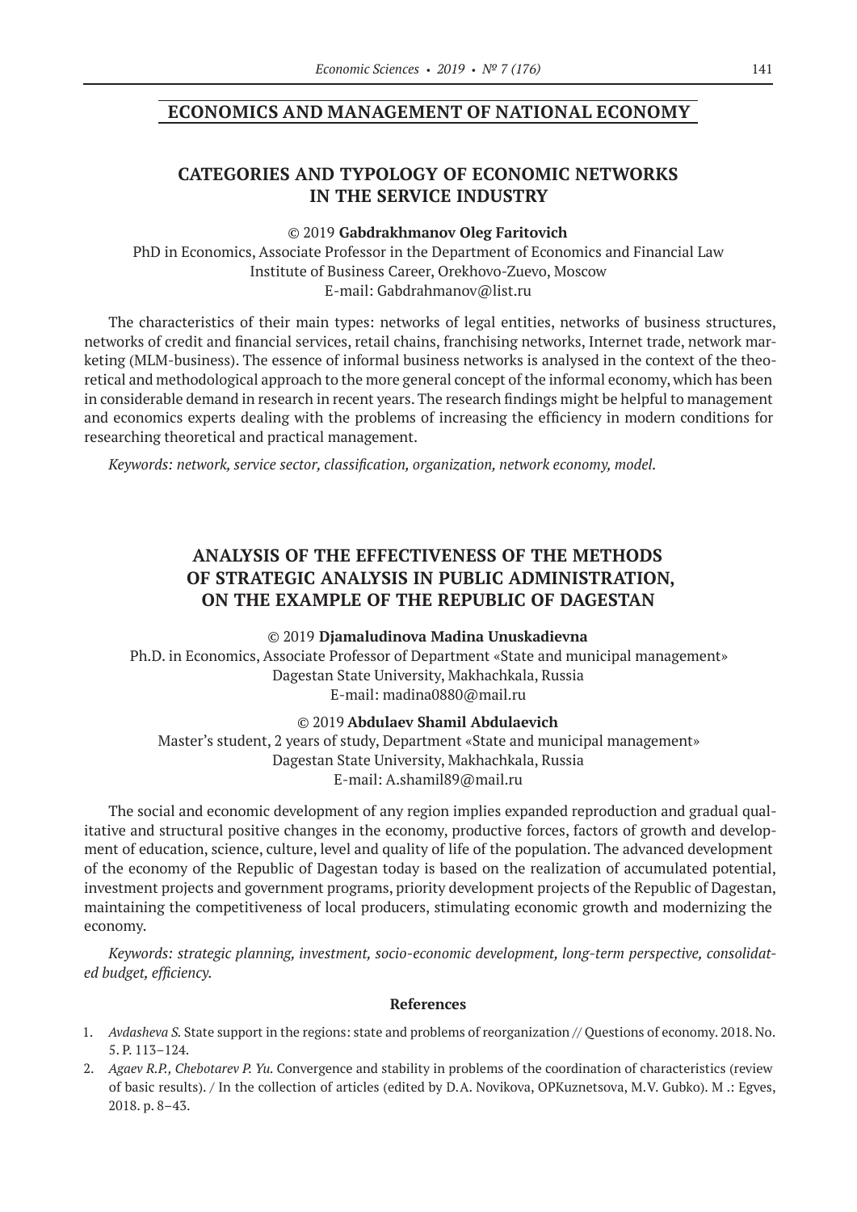## ECONOMICS AND MANAGEMENT OF NATIONAL ECONOMY

### CATEGORIES AND TYPOLOGY OF ECONOMIC NETWORKS IN THE SERVICE INDUSTRY

© 2019 **Gabdrakhmanov Oleg Faritovich**
PhD in Economics, Associate Professor in the Department of Economics and Financial Law
Institute of Business Career, Orekhovo-Zuevo, Moscow
E-mail: Gabdrahmanov@list.ru

The characteristics of their main types: networks of legal entities, networks of business structures, networks of credit and financial services, retail chains, franchising networks, Internet trade, network marketing (MLM-business). The essence of informal business networks is analysed in the context of the theoretical and methodological approach to the more general concept of the informal economy, which has been in considerable demand in research in recent years. The research findings might be helpful to management and economics experts dealing with the problems of increasing the efficiency in modern conditions for researching theoretical and practical management.

*Keywords: network, service sector, classification, organization, network economy, model.*

### ANALYSIS OF THE EFFECTIVENESS OF THE METHODS OF STRATEGIC ANALYSIS IN PUBLIC ADMINISTRATION, ON THE EXAMPLE OF THE REPUBLIC OF DAGESTAN

© 2019 **Djamaludinova Madina Unuskadievna**
Ph.D. in Economics, Associate Professor of Department «State and municipal management»
Dagestan State University, Makhachkala, Russia
E-mail: madina0880@mail.ru

© 2019 **Abdulaev Shamil Abdulaevich**
Master's student, 2 years of study, Department «State and municipal management»
Dagestan State University, Makhachkala, Russia
E-mail: A.shamil89@mail.ru

The social and economic development of any region implies expanded reproduction and gradual qualitative and structural positive changes in the economy, productive forces, factors of growth and development of education, science, culture, level and quality of life of the population. The advanced development of the economy of the Republic of Dagestan today is based on the realization of accumulated potential, investment projects and government programs, priority development projects of the Republic of Dagestan, maintaining the competitiveness of local producers, stimulating economic growth and modernizing the economy.

*Keywords: strategic planning, investment, socio-economic development, long-term perspective, consolidated budget, efficiency.*

#### References

1. *Avdasheva S.* State support in the regions: state and problems of reorganization // Questions of economy. 2018. No. 5. P. 113–124.
2. *Agaev R.P., Chebotarev P. Yu.* Convergence and stability in problems of the coordination of characteristics (review of basic results). / In the collection of articles (edited by D.A. Novikova, OPKuznetsova, M.V. Gubko). M .: Egves, 2018. p. 8–43.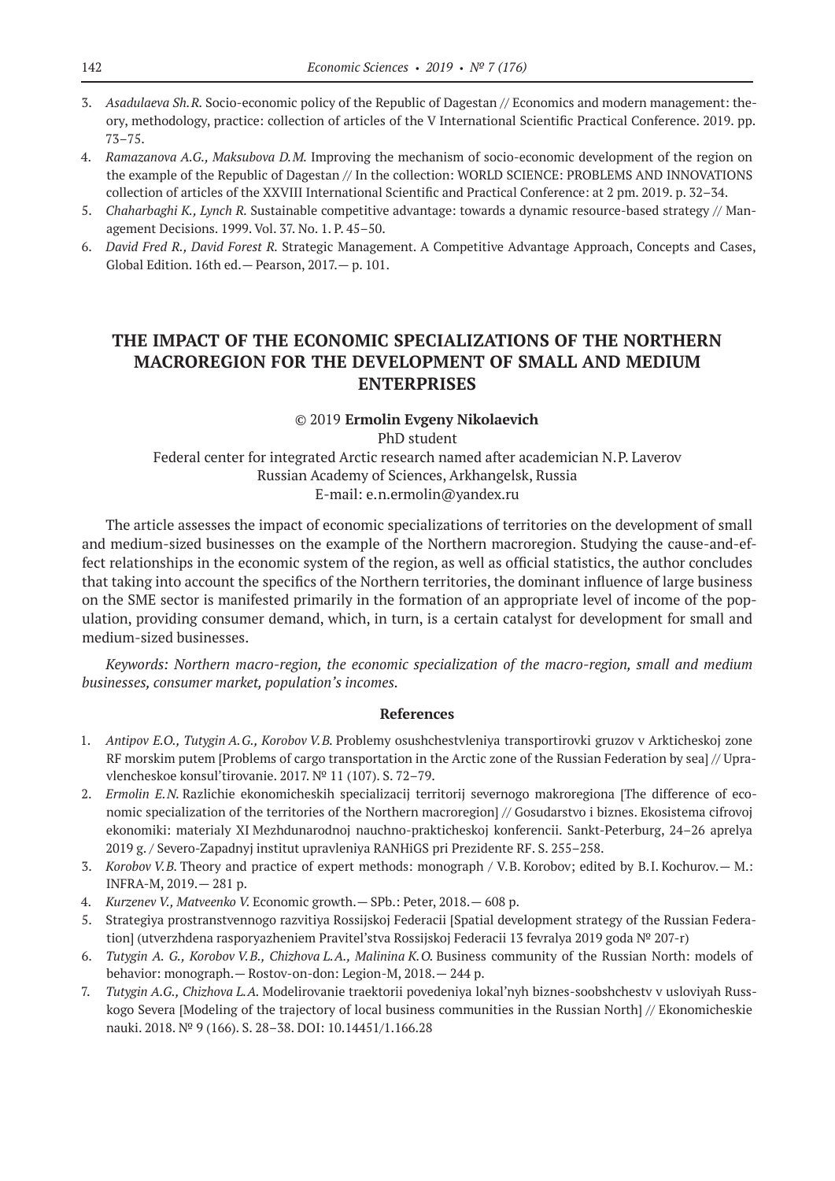3. *Asadulaeva Sh.R.* Socio-economic policy of the Republic of Dagestan // Economics and modern management: theory, methodology, practice: collection of articles of the V International Scientific Practical Conference. 2019. pp. 73–75.
4. *Ramazanova A.G., Maksubova D.M.* Improving the mechanism of socio-economic development of the region on the example of the Republic of Dagestan // In the collection: WORLD SCIENCE: PROBLEMS AND INNOVATIONS collection of articles of the XXVIII International Scientific and Practical Conference: at 2 pm. 2019. p. 32–34.
5. *Chaharbaghi K., Lynch R.* Sustainable competitive advantage: towards a dynamic resource-based strategy // Management Decisions. 1999. Vol. 37. No. 1. P. 45–50.
6. *David Fred R., David Forest R.* Strategic Management. A Competitive Advantage Approach, Concepts and Cases, Global Edition. 16th ed.— Pearson, 2017.— p. 101.

## THE IMPACT OF THE ECONOMIC SPECIALIZATIONS OF THE NORTHERN MACROREGION FOR THE DEVELOPMENT OF SMALL AND MEDIUM ENTERPRISES

© 2019 **Ermolin Evgeny Nikolaevich**

PhD student

Federal center for integrated Arctic research named after academician N.P. Laverov

Russian Academy of Sciences, Arkhangelsk, Russia

E-mail: e.n.ermolin@yandex.ru

The article assesses the impact of economic specializations of territories on the development of small and medium-sized businesses on the example of the Northern macroregion. Studying the cause-and-effect relationships in the economic system of the region, as well as official statistics, the author concludes that taking into account the specifics of the Northern territories, the dominant influence of large business on the SME sector is manifested primarily in the formation of an appropriate level of income of the population, providing consumer demand, which, in turn, is a certain catalyst for development for small and medium-sized businesses.

*Keywords: Northern macro-region, the economic specialization of the macro-region, small and medium businesses, consumer market, population's incomes.*

### References

1. *Antipov E.O., Tutygin A.G., Korobov V.B.* Problemy osushchestvleniya transportirovki gruzov v Arkticheskoj zone RF morskim putem [Problems of cargo transportation in the Arctic zone of the Russian Federation by sea] // Upravlencheskoe konsul'tirovanie. 2017. № 11 (107). S. 72–79.
2. *Ermolin E.N.* Razlichie ekonomicheskih specializacij territorij severnogo makroregiona [The difference of economic specialization of the territories of the Northern macroregion] // Gosudarstvo i biznes. Ekosistema cifrovoj ekonomiki: materialy XI Mezhdunarodnoj nauchno-prakticheskoj konferencii. Sankt-Peterburg, 24–26 aprelya 2019 g. / Severo-Zapadnyj institut upravleniya RANHiGS pri Prezidente RF. S. 255–258.
3. *Korobov V.B.* Theory and practice of expert methods: monograph / V.B. Korobov; edited by B.I. Kochurov.— M.: INFRA-M, 2019.— 281 p.
4. *Kurzenev V., Matveenko V.* Economic growth.— SPb.: Peter, 2018.— 608 p.
5. Strategiya prostranstvennogo razvitiya Rossijskoj Federacii [Spatial development strategy of the Russian Federation] (utverzhdena rasporyazheniem Pravitel'stva Rossijskoj Federacii 13 fevralya 2019 goda № 207-r)
6. *Tutygin A. G., Korobov V.B., Chizhova L.A., Malinina K.O.* Business community of the Russian North: models of behavior: monograph.— Rostov-on-don: Legion-M, 2018.— 244 p.
7. *Tutygin A.G., Chizhova L.A.* Modelirovanie traektorii povedeniya lokal'nyh biznes-soobshchestv v usloviyah Russkogo Severa [Modeling of the trajectory of local business communities in the Russian North] // Ekonomicheskie nauki. 2018. № 9 (166). S. 28–38. DOI: 10.14451/1.166.28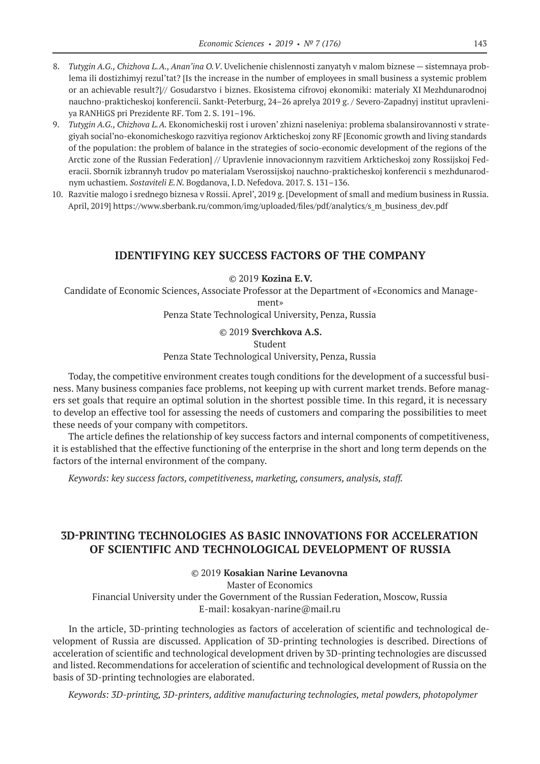8. *Tutygin A.G., Chizhova L.A., Anan'ina O.V.* Uvelichenie chislennosti zanyatyh v malom biznese — sistemnaya problema ili dostizhimyj rezul'tat? [Is the increase in the number of employees in small business a systemic problem or an achievable result?]// Gosudarstvo i biznes. Ekosistema cifrovoj ekonomiki: materialy XI Mezhdunarodnoj nauchno-prakticheskoj konferencii. Sankt-Peterburg, 24–26 aprelya 2019 g. / Severo-Zapadnyj institut upravleniya RANHiGS pri Prezidente RF. Tom 2. S. 191–196.
9. *Tutygin A.G., Chizhova L.A.* Ekonomicheskij rost i uroven' zhizni naseleniya: problema sbalansirovannosti v strategiyah social'no-ekonomicheskogo razvitiya regionov Arkticheskoj zony RF [Economic growth and living standards of the population: the problem of balance in the strategies of socio-economic development of the regions of the Arctic zone of the Russian Federation] // Upravlenie innovacionnym razvitiem Arkticheskoj zony Rossijskoj Federacii. Sbornik izbrannyh trudov po materialam Vserossijskoj nauchno-prakticheskoj konferencii s mezhdunarodnym uchastiem. *Sostaviteli E.N.* Bogdanova, I.D. Nefedova. 2017. S. 131–136.
10. Razvitie malogo i srednego biznesa v Rossii. Aprel', 2019 g. [Development of small and medium business in Russia. April, 2019] https://www.sberbank.ru/common/img/uploaded/files/pdf/analytics/s_m_business_dev.pdf

## IDENTIFYING KEY SUCCESS FACTORS OF THE COMPANY

© 2019 **Kozina E.V.**

Candidate of Economic Sciences, Associate Professor at the Department of «Economics and Management»

Penza State Technological University, Penza, Russia

© 2019 **Sverchkova A.S.**

Student

Penza State Technological University, Penza, Russia

Today, the competitive environment creates tough conditions for the development of a successful business. Many business companies face problems, not keeping up with current market trends. Before managers set goals that require an optimal solution in the shortest possible time. In this regard, it is necessary to develop an effective tool for assessing the needs of customers and comparing the possibilities to meet these needs of your company with competitors.

The article defines the relationship of key success factors and internal components of competitiveness, it is established that the effective functioning of the enterprise in the short and long term depends on the factors of the internal environment of the company.

*Keywords: key success factors, competitiveness, marketing, consumers, analysis, staff.*

## 3D-PRINTING TECHNOLOGIES AS BASIC INNOVATIONS FOR ACCELERATION OF SCIENTIFIC AND TECHNOLOGICAL DEVELOPMENT OF RUSSIA

© 2019 **Kosakian Narine Levanovna**

Master of Economics

Financial University under the Government of the Russian Federation, Moscow, Russia

E-mail: kosakyan-narine@mail.ru

In the article, 3D-printing technologies as factors of acceleration of scientific and technological development of Russia are discussed. Application of 3D-printing technologies is described. Directions of acceleration of scientific and technological development driven by 3D-printing technologies are discussed and listed. Recommendations for acceleration of scientific and technological development of Russia on the basis of 3D-printing technologies are elaborated.

*Keywords: 3D-printing, 3D-printers, additive manufacturing technologies, metal powders, photopolymer*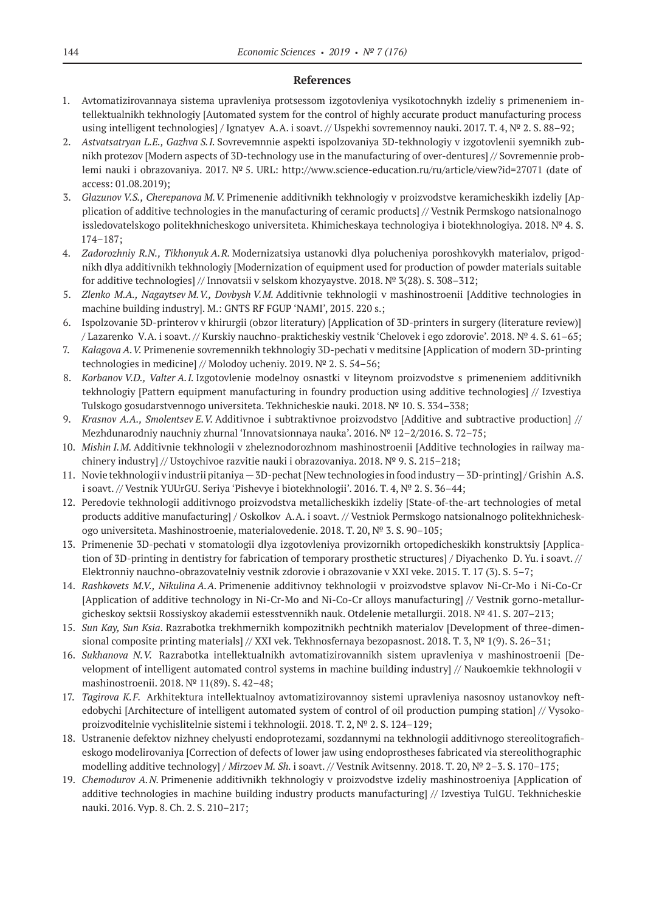## References

1. Avtomatizirovannaya sistema upravleniya protsessom izgotovleniya vysikotochnykh izdeliy s primeneniem intellektualnikh tekhnologiy [Automated system for the control of highly accurate product manufacturing process using intelligent technologies] / Ignatyev A.A. i soavt. // Uspekhi sovremennoy nauki. 2017. T. 4, № 2. S. 88–92;
2. *Astvatsatryan L.E., Gazhva S.I.* Sovrevemnnie aspekti ispolzovaniya 3D-tekhnologiy v izgotovlenii syemnikh zubnikh protezov [Modern aspects of 3D-technology use in the manufacturing of over-dentures] // Sovremennie problemi nauki i obrazovaniya. 2017. № 5. URL: http://www.science-education.ru/ru/article/view?id=27071 (date of access: 01.08.2019);
3. *Glazunov V.S., Cherepanova M.V.* Primenenie additivnikh tekhnologiy v proizvodstve keramicheskikh izdeliy [Application of additive technologies in the manufacturing of ceramic products] // Vestnik Permskogo natsionalnogo issledovatelskogo politekhnicheskogo universiteta. Khimicheskaya technologiya i biotekhnologiya. 2018. № 4. S. 174–187;
4. *Zadorozhniy R.N., Tikhonyuk A.R.* Modernizatsiya ustanovki dlya polucheniya poroshkovykh materialov, prigodnikh dlya additivnikh tekhnologiy [Modernization of equipment used for production of powder materials suitable for additive technologies] // Innovatsii v selskom khozyaystve. 2018. № 3(28). S. 308–312;
5. *Zlenko M.A., Nagaytsev M.V., Dovbysh V.M.* Additivnie tekhnologii v mashinostroenii [Additive technologies in machine building industry]. M.: GNTS RF FGUP 'NAMI', 2015. 220 s.;
6. Ispolzovanie 3D-printerov v khirurgii (obzor literatury) [Application of 3D-printers in surgery (literature review)] / Lazarenko V.A. i soavt. // Kurskiy nauchno-prakticheskiy vestnik 'Chelovek i ego zdorovie'. 2018. № 4. S. 61–65;
7. *Kalagova A.V.* Primenenie sovremennikh tekhnologiy 3D-pechati v meditsine [Application of modern 3D-printing technologies in medicine] // Molodoy ucheniy. 2019. № 2. S. 54–56;
8. *Korbanov V.D., Valter A.I.* Izgotovlenie modelnoy osnastki v liteynom proizvodstve s primeneniem additivnikh tekhnologiy [Pattern equipment manufacturing in foundry production using additive technologies] // Izvestiya Tulskogo gosudarstvennogo universiteta. Tekhnicheskie nauki. 2018. № 10. S. 334–338;
9. *Krasnov A.A., Smolentsev E.V.* Additivnoe i subtraktivnoe proizvodstvo [Additive and subtractive production] // Mezhdunarodniy nauchniy zhurnal 'Innovatsionnaya nauka'. 2016. № 12–2/2016. S. 72–75;
10. *Mishin I.M.* Additivnie tekhnologii v zheleznodorozhnom mashinostroenii [Additive technologies in railway machinery industry] // Ustoychivoe razvitie nauki i obrazovaniya. 2018. № 9. S. 215–218;
11. Novie tekhnologii v industrii pitaniya — 3D-pechat [New technologies in food industry — 3D-printing] / Grishin A.S. i soavt. // Vestnik YUUrGU. Seriya 'Pishevye i biotekhnologii'. 2016. T. 4, № 2. S. 36–44;
12. Peredovie tekhnologii additivnogo proizvodstva metallicheskikh izdeliy [State-of-the-art technologies of metal products additive manufacturing] / Oskolkov A.A. i soavt. // Vestniok Permskogo natsionalnogo politekhnicheskogo universiteta. Mashinostroenie, materialovedenie. 2018. T. 20, № 3. S. 90–105;
13. Primenenie 3D-pechati v stomatologii dlya izgotovleniya provizornikh ortopedicheskikh konstruktsiy [Application of 3D-printing in dentistry for fabrication of temporary prosthetic structures] / Diyachenko D. Yu. i soavt. // Elektronniy nauchno-obrazovatelniy vestnik zdorovie i obrazovanie v XXI veke. 2015. T. 17 (3). S. 5–7;
14. *Rashkovets M.V., Nikulina A.A.* Primenenie additivnoy tekhnologii v proizvodstve splavov Ni-Cr-Mo i Ni-Co-Cr [Application of additive technology in Ni-Cr-Mo and Ni-Co-Cr alloys manufacturing] // Vestnik gorno-metallurgicheskoy sektsii Rossiyskoy akademii estesstvennikh nauk. Otdelenie metallurgii. 2018. № 41. S. 207–213;
15. *Sun Kay, Sun Ksia*. Razrabotka trekhmernikh kompozitnikh pechtnikh materialov [Development of three-dimensional composite printing materials] // XXI vek. Tekhnosfernaya bezopasnost. 2018. T. 3, № 1(9). S. 26–31;
16. *Sukhanova N.V.* Razrabotka intellektualnikh avtomatizirovannikh sistem upravleniya v mashinostroenii [Development of intelligent automated control systems in machine building industry] // Naukoemkie tekhnologii v mashinostroenii. 2018. № 11(89). S. 42–48;
17. *Tagirova K.F.* Arkhitektura intellektualnoy avtomatizirovannoy sistemi upravleniya nasosnoy ustanovkoy neftedobychi [Architecture of intelligent automated system of control of oil production pumping station] // Vysokoproizvoditelnie vychislitelnie sistemi i tekhnologii. 2018. T. 2, № 2. S. 124–129;
18. Ustranenie defektov nizhney chelyusti endoprotezami, sozdannymi na tekhnologii additivnogo stereolitograficheskogo modelirovaniya [Correction of defects of lower jaw using endoprostheses fabricated via stereolithographic modelling additive technology] / *Mirzoev M. Sh.* i soavt. // Vestnik Avitsenny. 2018. T. 20, № 2–3. S. 170–175;
19. *Chemodurov A.N.* Primenenie additivnikh tekhnologiy v proizvodstve izdeliy mashinostroeniya [Application of additive technologies in machine building industry products manufacturing] // Izvestiya TulGU. Tekhnicheskie nauki. 2016. Vyp. 8. Ch. 2. S. 210–217;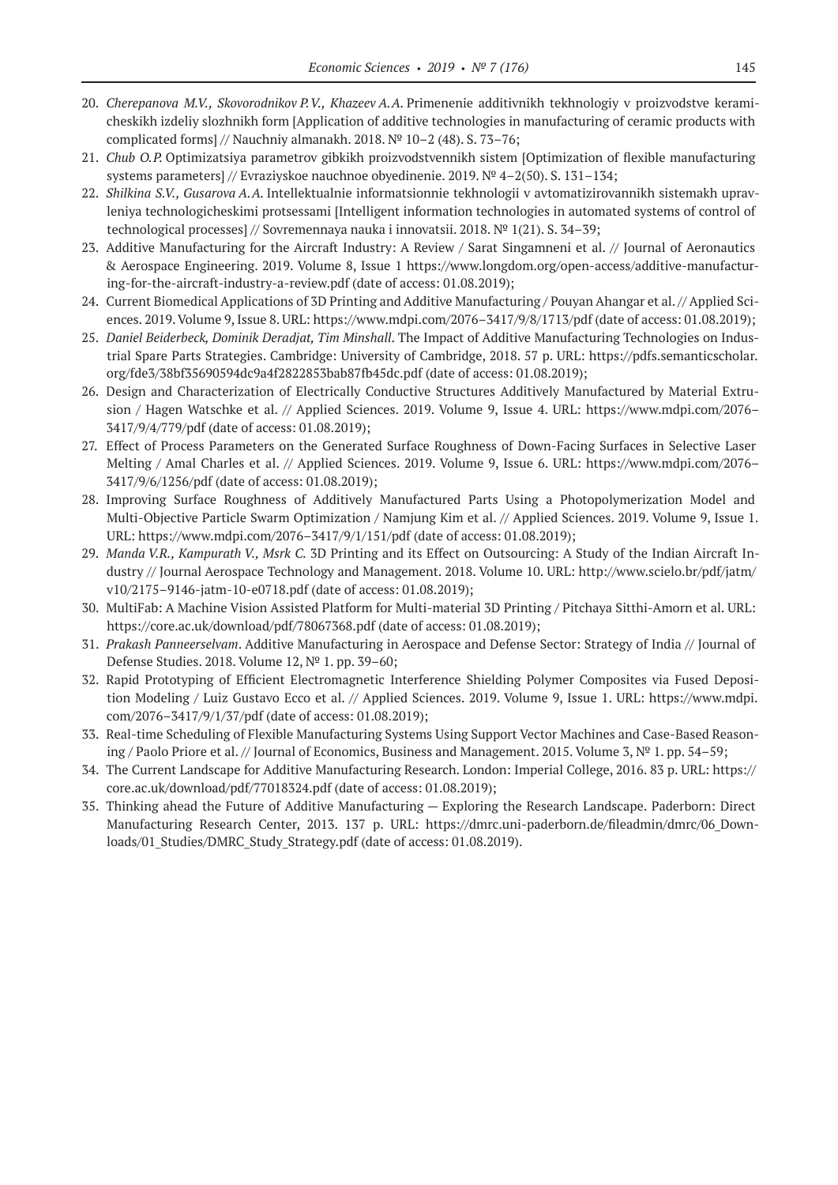20. *Cherepanova M.V., Skovorodnikov P.V., Khazeev A.A.* Primenenie additivnikh tekhnologiy v proizvodstve keramicheskikh izdeliy slozhnikh form [Application of additive technologies in manufacturing of ceramic products with complicated forms] // Nauchniy almanakh. 2018. № 10–2 (48). S. 73–76;
21. *Chub O.P.* Optimizatsiya parametrov gibkikh proizvodstvennikh sistem [Optimization of flexible manufacturing systems parameters] // Evraziyskoe nauchnoe obyedinenie. 2019. № 4–2(50). S. 131–134;
22. *Shilkina S.V., Gusarova A.A.* Intellektualnie informatsionnie tekhnologii v avtomatizirovannikh sistemakh upravleniya technologicheskimi protsessami [Intelligent information technologies in automated systems of control of technological processes] // Sovremennaya nauka i innovatsii. 2018. № 1(21). S. 34–39;
23. Additive Manufacturing for the Aircraft Industry: A Review / Sarat Singamneni et al. // Journal of Aeronautics & Aerospace Engineering. 2019. Volume 8, Issue 1 https://www.longdom.org/open-access/additive-manufacturing-for-the-aircraft-industry-a-review.pdf (date of access: 01.08.2019);
24. Current Biomedical Applications of 3D Printing and Additive Manufacturing / Pouyan Ahangar et al. // Applied Sciences. 2019. Volume 9, Issue 8. URL: https://www.mdpi.com/2076–3417/9/8/1713/pdf (date of access: 01.08.2019);
25. *Daniel Beiderbeck, Dominik Deradjat, Tim Minshall*. The Impact of Additive Manufacturing Technologies on Industrial Spare Parts Strategies. Cambridge: University of Cambridge, 2018. 57 p. URL: https://pdfs.semanticscholar.org/fde3/38bf35690594dc9a4f2822853bab87fb45dc.pdf (date of access: 01.08.2019);
26. Design and Characterization of Electrically Conductive Structures Additively Manufactured by Material Extrusion / Hagen Watschke et al. // Applied Sciences. 2019. Volume 9, Issue 4. URL: https://www.mdpi.com/2076–3417/9/4/779/pdf (date of access: 01.08.2019);
27. Effect of Process Parameters on the Generated Surface Roughness of Down-Facing Surfaces in Selective Laser Melting / Amal Charles et al. // Applied Sciences. 2019. Volume 9, Issue 6. URL: https://www.mdpi.com/2076–3417/9/6/1256/pdf (date of access: 01.08.2019);
28. Improving Surface Roughness of Additively Manufactured Parts Using a Photopolymerization Model and Multi-Objective Particle Swarm Optimization / Namjung Kim et al. // Applied Sciences. 2019. Volume 9, Issue 1. URL: https://www.mdpi.com/2076–3417/9/1/151/pdf (date of access: 01.08.2019);
29. *Manda V.R., Kampurath V., Msrk C.* 3D Printing and its Effect on Outsourcing: A Study of the Indian Aircraft Industry // Journal Aerospace Technology and Management. 2018. Volume 10. URL: http://www.scielo.br/pdf/jatm/v10/2175–9146-jatm-10-e0718.pdf (date of access: 01.08.2019);
30. MultiFab: A Machine Vision Assisted Platform for Multi-material 3D Printing / Pitchaya Sitthi-Amorn et al. URL: https://core.ac.uk/download/pdf/78067368.pdf (date of access: 01.08.2019);
31. *Prakash Panneerselvam*. Additive Manufacturing in Aerospace and Defense Sector: Strategy of India // Journal of Defense Studies. 2018. Volume 12, № 1. pp. 39–60;
32. Rapid Prototyping of Efficient Electromagnetic Interference Shielding Polymer Composites via Fused Deposition Modeling / Luiz Gustavo Ecco et al. // Applied Sciences. 2019. Volume 9, Issue 1. URL: https://www.mdpi.com/2076–3417/9/1/37/pdf (date of access: 01.08.2019);
33. Real-time Scheduling of Flexible Manufacturing Systems Using Support Vector Machines and Case-Based Reasoning / Paolo Priore et al. // Journal of Economics, Business and Management. 2015. Volume 3, № 1. pp. 54–59;
34. The Current Landscape for Additive Manufacturing Research. London: Imperial College, 2016. 83 p. URL: https://core.ac.uk/download/pdf/77018324.pdf (date of access: 01.08.2019);
35. Thinking ahead the Future of Additive Manufacturing — Exploring the Research Landscape. Paderborn: Direct Manufacturing Research Center, 2013. 137 p. URL: https://dmrc.uni-paderborn.de/fileadmin/dmrc/06_Downloads/01_Studies/DMRC_Study_Strategy.pdf (date of access: 01.08.2019).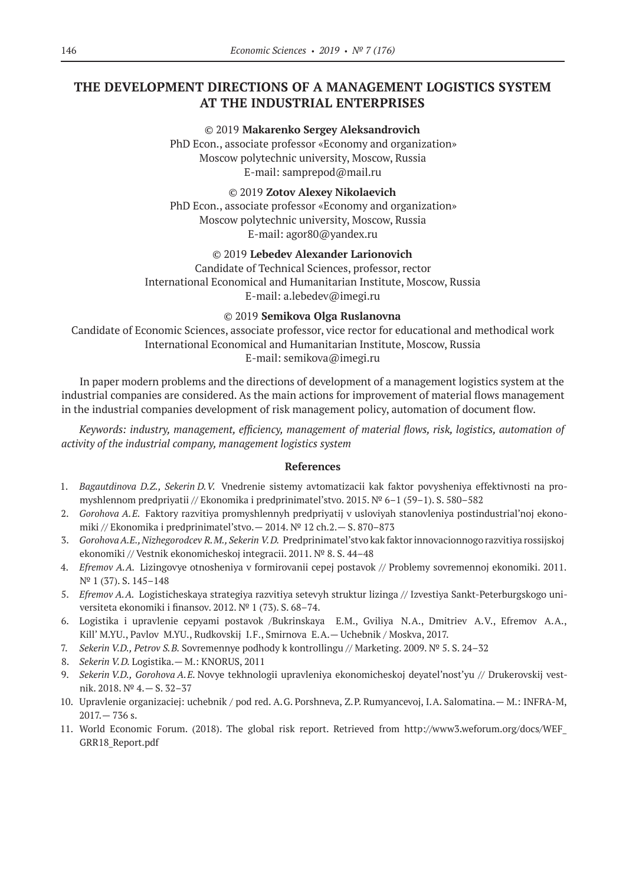# THE DEVELOPMENT DIRECTIONS OF A MANAGEMENT LOGISTICS SYSTEM AT THE INDUSTRIAL ENTERPRISES

© 2019 **Makarenko Sergey Aleksandrovich**
PhD Econ., associate professor «Economy and organization»
Moscow polytechnic university, Moscow, Russia
E-mail: samprepod@mail.ru

© 2019 **Zotov Alexey Nikolaevich**
PhD Econ., associate professor «Economy and organization»
Moscow polytechnic university, Moscow, Russia
E-mail: agor80@yandex.ru

© 2019 **Lebedev Alexander Larionovich**
Candidate of Technical Sciences, professor, rector
International Economical and Humanitarian Institute, Moscow, Russia
E-mail: a.lebedev@imegi.ru

© 2019 **Semikova Olga Ruslanovna**
Candidate of Economic Sciences, associate professor, vice rector for educational and methodical work
International Economical and Humanitarian Institute, Moscow, Russia
E-mail: semikova@imegi.ru

In paper modern problems and the directions of development of a management logistics system at the industrial companies are considered. As the main actions for improvement of material flows management in the industrial companies development of risk management policy, automation of document flow.

*Keywords: industry, management, efficiency, management of material flows, risk, logistics, automation of activity of the industrial company, management logistics system*

### References

1. *Bagautdinova D.Z., Sekerin D.V.* Vnedrenie sistemy avtomatizacii kak faktor povysheniya effektivnosti na promyshlennom predpriyatii // Ekonomika i predprinimatel'stvo. 2015. № 6–1 (59–1). S. 580–582
2. *Gorohova A.E.* Faktory razvitiya promyshlennyh predpriyatij v usloviyah stanovleniya postindustrial'noj ekonomiki // Ekonomika i predprinimatel'stvo.— 2014. № 12 ch.2.— S. 870–873
3. *Gorohova A.E., Nizhegorodcev R.M., Sekerin V.D.* Predprinimatel'stvo kak faktor innovacionnogo razvitiya rossijskoj ekonomiki // Vestnik ekonomicheskoj integracii. 2011. № 8. S. 44–48
4. *Efremov A.A.* Lizingovye otnosheniya v formirovanii cepej postavok // Problemy sovremennoj ekonomiki. 2011. № 1 (37). S. 145–148
5. *Efremov A.A.* Logisticheskaya strategiya razvitiya setevyh struktur lizinga // Izvestiya Sankt-Peterburgskogo universiteta ekonomiki i finansov. 2012. № 1 (73). S. 68–74.
6. Logistika i upravlenie cepyami postavok /Bukrinskaya E.M., Gviliya N.A., Dmitriev A.V., Efremov A.A., Kill' M.YU., Pavlov M.YU., Rudkovskij I.F., Smirnova E.A.— Uchebnik / Moskva, 2017.
7. *Sekerin V.D., Petrov S.B.* Sovremennye podhody k kontrollingu // Marketing. 2009. № 5. S. 24–32
8. *Sekerin V.D.* Logistika.— M.: KNORUS, 2011
9. *Sekerin V.D., Gorohova A.E.* Novye tekhnologii upravleniya ekonomicheskoj deyatel'nost'yu // Drukerovskij vestnik. 2018. № 4.— S. 32–37
10. Upravlenie organizaciej: uchebnik / pod red. A.G. Porshneva, Z.P. Rumyancevoj, I.A. Salomatina.— M.: INFRA-M, 2017.— 736 s.
11. World Economic Forum. (2018). The global risk report. Retrieved from http://www3.weforum.org/docs/WEF_GRR18_Report.pdf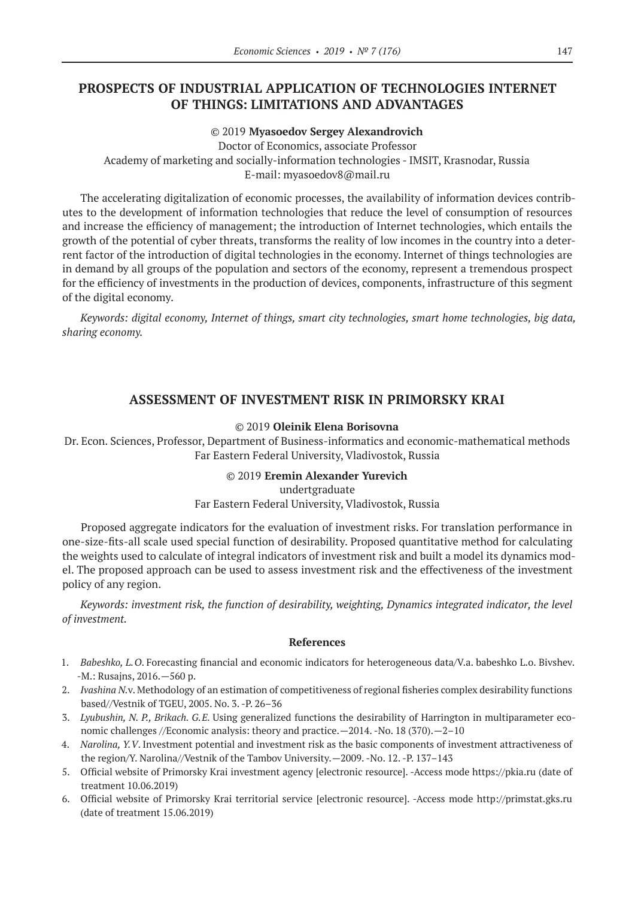## PROSPECTS OF INDUSTRIAL APPLICATION OF TECHNOLOGIES INTERNET OF THINGS: LIMITATIONS AND ADVANTAGES

© 2019 **Myasoedov Sergey Alexandrovich**
Doctor of Economics, associate Professor
Academy of marketing and socially-information technologies - IMSIT, Krasnodar, Russia
E-mail: myasoedov8@mail.ru

The accelerating digitalization of economic processes, the availability of information devices contributes to the development of information technologies that reduce the level of consumption of resources and increase the efficiency of management; the introduction of Internet technologies, which entails the growth of the potential of cyber threats, transforms the reality of low incomes in the country into a deterrent factor of the introduction of digital technologies in the economy. Internet of things technologies are in demand by all groups of the population and sectors of the economy, represent a tremendous prospect for the efficiency of investments in the production of devices, components, infrastructure of this segment of the digital economy.

*Keywords: digital economy, Internet of things, smart city technologies, smart home technologies, big data, sharing economy.*

## ASSESSMENT OF INVESTMENT RISK IN PRIMORSKY KRAI

© 2019 **Oleinik Elena Borisovna**
Dr. Econ. Sciences, Professor, Department of Business-informatics and economic-mathematical methods
Far Eastern Federal University, Vladivostok, Russia

© 2019 **Eremin Alexander Yurevich**
undertgraduate
Far Eastern Federal University, Vladivostok, Russia

Proposed aggregate indicators for the evaluation of investment risks. For translation performance in one-size-fits-all scale used special function of desirability. Proposed quantitative method for calculating the weights used to calculate of integral indicators of investment risk and built a model its dynamics model. The proposed approach can be used to assess investment risk and the effectiveness of the investment policy of any region.

*Keywords: investment risk, the function of desirability, weighting, Dynamics integrated indicator, the level of investment.*

### References

1. *Babeshko, L.O.* Forecasting financial and economic indicators for heterogeneous data/V.a. babeshko L.o. Bivshev. -M.: Rusajns, 2016.—560 p.
2. *Ivashina N.*v. Methodology of an estimation of competitiveness of regional fisheries complex desirability functions based//Vestnik of TGEU, 2005. No. 3. -P. 26–36
3. *Lyubushin, N. P., Brikach. G.E.* Using generalized functions the desirability of Harrington in multiparameter economic challenges //Economic analysis: theory and practice.—2014. -No. 18 (370).—2–10
4. *Narolina, Y.V.* Investment potential and investment risk as the basic components of investment attractiveness of the region/Y. Narolina//Vestnik of the Tambov University.—2009. -No. 12. -P. 137–143
5. Official website of Primorsky Krai investment agency [electronic resource]. -Access mode https://pkia.ru (date of treatment 10.06.2019)
6. Official website of Primorsky Krai territorial service [electronic resource]. -Access mode http://primstat.gks.ru (date of treatment 15.06.2019)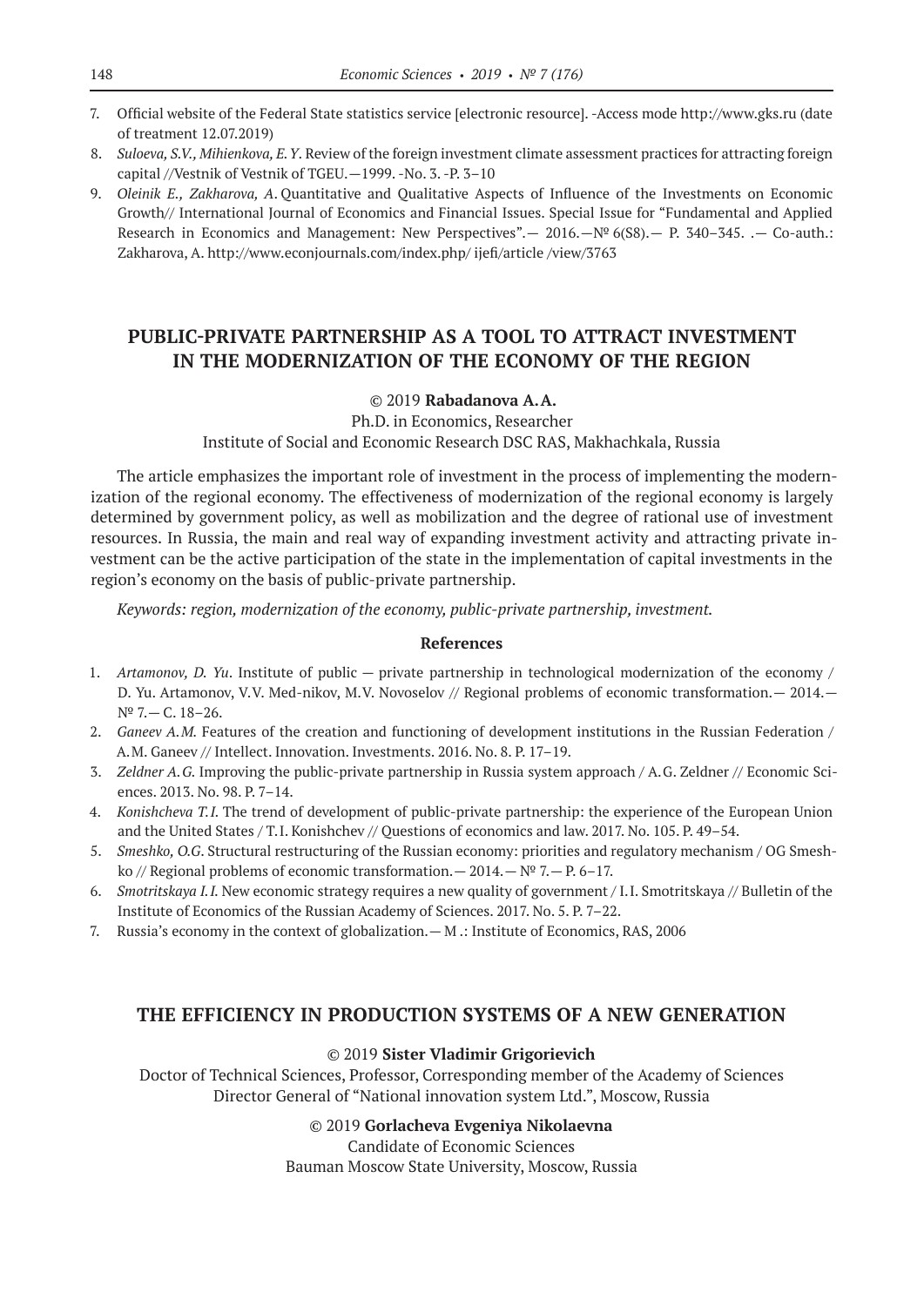7. Official website of the Federal State statistics service [electronic resource]. -Access mode http://www.gks.ru (date of treatment 12.07.2019)
8. *Suloeva, S.V., Mihienkova, E.Y*. Review of the foreign investment climate assessment practices for attracting foreign capital //Vestnik of Vestnik of TGEU.—1999. -No. 3. -P. 3–10
9. *Oleinik E., Zakharova, A*. Quantitative and Qualitative Aspects of Influence of the Investments on Economic Growth// International Journal of Economics and Financial Issues. Special Issue for "Fundamental and Applied Research in Economics and Management: New Perspectives".— 2016.—№ 6(S8).— P. 340–345. .— Co-auth.: Zakharova, A. http://www.econjournals.com/index.php/ ijefi/article /view/3763

## PUBLIC-PRIVATE PARTNERSHIP AS A TOOL TO ATTRACT INVESTMENT IN THE MODERNIZATION OF THE ECONOMY OF THE REGION

© 2019 **Rabadanova A.A.**

Ph.D. in Economics, Researcher

Institute of Social and Economic Research DSC RAS, Makhachkala, Russia

The article emphasizes the important role of investment in the process of implementing the modernization of the regional economy. The effectiveness of modernization of the regional economy is largely determined by government policy, as well as mobilization and the degree of rational use of investment resources. In Russia, the main and real way of expanding investment activity and attracting private investment can be the active participation of the state in the implementation of capital investments in the region's economy on the basis of public-private partnership.

*Keywords: region, modernization of the economy, public-private partnership, investment.*

### References

1. *Artamonov, D. Yu*. Institute of public — private partnership in technological modernization of the economy / D. Yu. Artamonov, V.V. Med-nikov, M.V. Novoselov // Regional problems of economic transformation.— 2014.— № 7.— C. 18–26.
2. *Ganeev A.M.* Features of the creation and functioning of development institutions in the Russian Federation / A.M. Ganeev // Intellect. Innovation. Investments. 2016. No. 8. P. 17–19.
3. *Zeldner A.G.* Improving the public-private partnership in Russia system approach / A.G. Zeldner // Economic Sciences. 2013. No. 98. P. 7–14.
4. *Konishcheva T.I.* The trend of development of public-private partnership: the experience of the European Union and the United States / T.I. Konishchev // Questions of economics and law. 2017. No. 105. P. 49–54.
5. *Smeshko, O.G*. Structural restructuring of the Russian economy: priorities and regulatory mechanism / OG Smeshko // Regional problems of economic transformation.— 2014.— № 7.— P. 6–17.
6. *Smotritskaya I.I.* New economic strategy requires a new quality of government / I.I. Smotritskaya // Bulletin of the Institute of Economics of the Russian Academy of Sciences. 2017. No. 5. P. 7–22.
7. Russia's economy in the context of globalization.— M .: Institute of Economics, RAS, 2006

## THE EFFICIENCY IN PRODUCTION SYSTEMS OF A NEW GENERATION

© 2019 **Sister Vladimir Grigorievich**

Doctor of Technical Sciences, Professor, Corresponding member of the Academy of Sciences

Director General of "National innovation system Ltd.", Moscow, Russia

© 2019 **Gorlacheva Evgeniya Nikolaevna**

Candidate of Economic Sciences

Bauman Moscow State University, Moscow, Russia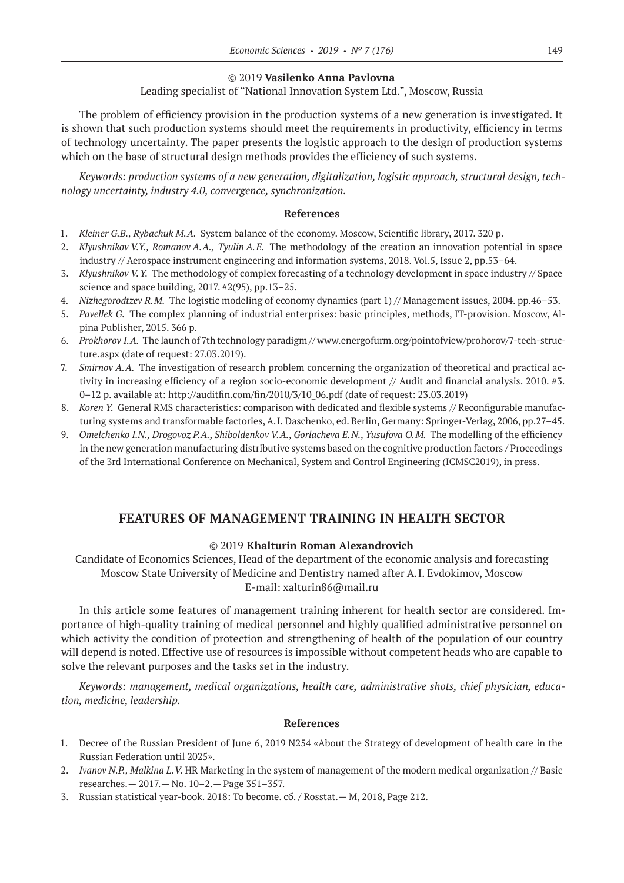© 2019 **Vasilenko Anna Pavlovna**

Leading specialist of "National Innovation System Ltd.", Moscow, Russia

The problem of efficiency provision in the production systems of a new generation is investigated. It is shown that such production systems should meet the requirements in productivity, efficiency in terms of technology uncertainty. The paper presents the logistic approach to the design of production systems which on the base of structural design methods provides the efficiency of such systems.

*Keywords: production systems of a new generation, digitalization, logistic approach, structural design, technology uncertainty, industry 4.0, convergence, synchronization.*

### References

1. *Kleiner G.B., Rybachuk M.A.* System balance of the economy. Moscow, Scientific library, 2017. 320 p.
2. *Klyushnikov V.Y., Romanov A.A., Tyulin A.E.* The methodology of the creation an innovation potential in space industry // Aerospace instrument engineering and information systems, 2018. Vol.5, Issue 2, pp.53–64.
3. *Klyushnikov V.Y.* The methodology of complex forecasting of a technology development in space industry // Space science and space building, 2017. #2(95), pp.13–25.
4. *Nizhegorodtzev R.M.* The logistic modeling of economy dynamics (part 1) // Management issues, 2004. pp.46–53.
5. *Pavellek G.* The complex planning of industrial enterprises: basic principles, methods, IT-provision. Moscow, Alpina Publisher, 2015. 366 p.
6. *Prokhorov I.A.* The launch of 7th technology paradigm // www.energofurm.org/pointofview/prohorov/7-tech-structure.aspx (date of request: 27.03.2019).
7. *Smirnov A.A.* The investigation of research problem concerning the organization of theoretical and practical activity in increasing efficiency of a region socio-economic development // Audit and financial analysis. 2010. #3. 0–12 p. available at: http://auditfin.com/fin/2010/3/10_06.pdf (date of request: 23.03.2019)
8. *Koren Y.* General RMS characteristics: comparison with dedicated and flexible systems // Reconfigurable manufacturing systems and transformable factories, A.I. Daschenko, ed. Berlin, Germany: Springer-Verlag, 2006, pp.27–45.
9. *Omelchenko I.N., Drogovoz P.A., Shiboldenkov V.A., Gorlacheva E.N., Yusufova O.M.* The modelling of the efficiency in the new generation manufacturing distributive systems based on the cognitive production factors / Proceedings of the 3rd International Conference on Mechanical, System and Control Engineering (ICMSC2019), in press.

## FEATURES OF MANAGEMENT TRAINING IN HEALTH SECTOR

© 2019 **Khalturin Roman Alexandrovich**

Candidate of Economics Sciences, Head of the department of the economic analysis and forecasting
Moscow State University of Medicine and Dentistry named after A.I. Evdokimov, Moscow
E-mail: xalturin86@mail.ru

In this article some features of management training inherent for health sector are considered. Importance of high-quality training of medical personnel and highly qualified administrative personnel on which activity the condition of protection and strengthening of health of the population of our country will depend is noted. Effective use of resources is impossible without competent heads who are capable to solve the relevant purposes and the tasks set in the industry.

*Keywords: management, medical organizations, health care, administrative shots, chief physician, education, medicine, leadership.*

### References

1. Decree of the Russian President of June 6, 2019 N254 «About the Strategy of development of health care in the Russian Federation until 2025».
2. *Ivanov N.P., Malkina L.V.* HR Marketing in the system of management of the modern medical organization // Basic researches.— 2017.— No. 10–2.— Page 351–357.
3. Russian statistical year-book. 2018: To become. сб. / Rosstat.— M, 2018, Page 212.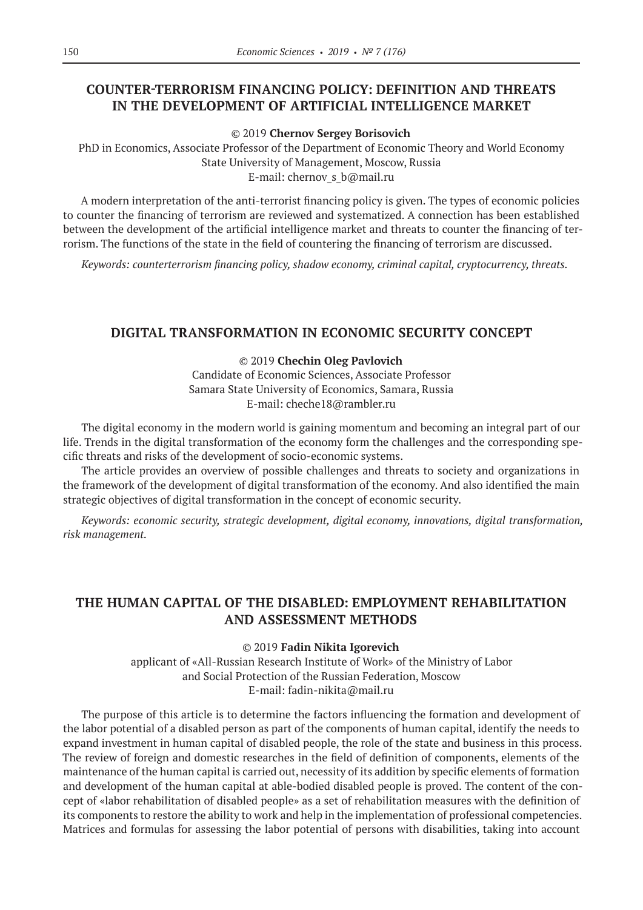## COUNTER-TERRORISM FINANCING POLICY: DEFINITION AND THREATS IN THE DEVELOPMENT OF ARTIFICIAL INTELLIGENCE MARKET

© 2019 **Chernov Sergey Borisovich**

PhD in Economics, Associate Professor of the Department of Economic Theory and World Economy
State University of Management, Moscow, Russia
E-mail: chernov_s_b@mail.ru

A modern interpretation of the anti-terrorist financing policy is given. The types of economic policies to counter the financing of terrorism are reviewed and systematized. A connection has been established between the development of the artificial intelligence market and threats to counter the financing of terrorism. The functions of the state in the field of countering the financing of terrorism are discussed.

*Keywords: counterterrorism financing policy, shadow economy, criminal capital, cryptocurrency, threats.*

## DIGITAL TRANSFORMATION IN ECONOMIC SECURITY CONCEPT

© 2019 **Chechin Oleg Pavlovich**

Candidate of Economic Sciences, Associate Professor
Samara State University of Economics, Samara, Russia
E-mail: cheche18@rambler.ru

The digital economy in the modern world is gaining momentum and becoming an integral part of our life. Trends in the digital transformation of the economy form the challenges and the corresponding specific threats and risks of the development of socio-economic systems.

The article provides an overview of possible challenges and threats to society and organizations in the framework of the development of digital transformation of the economy. And also identified the main strategic objectives of digital transformation in the concept of economic security.

*Keywords: economic security, strategic development, digital economy, innovations, digital transformation, risk management.*

## THE HUMAN CAPITAL OF THE DISABLED: EMPLOYMENT REHABILITATION AND ASSESSMENT METHODS

© 2019 **Fadin Nikita Igorevich**

applicant of «All-Russian Research Institute of Work» of the Ministry of Labor and Social Protection of the Russian Federation, Moscow
E-mail: fadin-nikita@mail.ru

The purpose of this article is to determine the factors influencing the formation and development of the labor potential of a disabled person as part of the components of human capital, identify the needs to expand investment in human capital of disabled people, the role of the state and business in this process. The review of foreign and domestic researches in the field of definition of components, elements of the maintenance of the human capital is carried out, necessity of its addition by specific elements of formation and development of the human capital at able-bodied disabled people is proved. The content of the concept of «labor rehabilitation of disabled people» as a set of rehabilitation measures with the definition of its components to restore the ability to work and help in the implementation of professional competencies. Matrices and formulas for assessing the labor potential of persons with disabilities, taking into account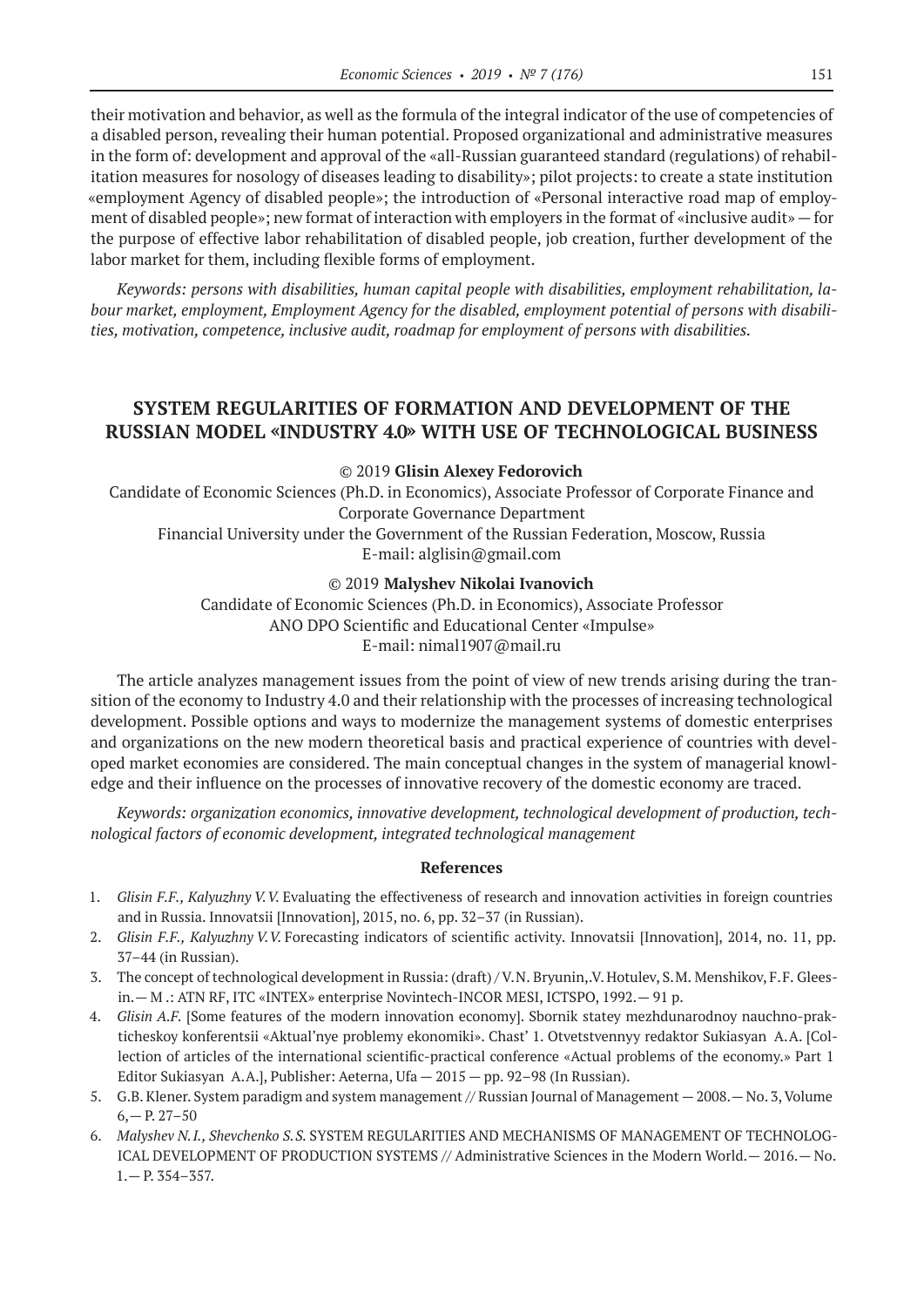their motivation and behavior, as well as the formula of the integral indicator of the use of competencies of a disabled person, revealing their human potential. Proposed organizational and administrative measures in the form of: development and approval of the «all-Russian guaranteed standard (regulations) of rehabilitation measures for nosology of diseases leading to disability»; pilot projects: to create a state institution «employment Agency of disabled people»; the introduction of «Personal interactive road map of employment of disabled people»; new format of interaction with employers in the format of «inclusive audit» — for the purpose of effective labor rehabilitation of disabled people, job creation, further development of the labor market for them, including flexible forms of employment.

*Keywords: persons with disabilities, human capital people with disabilities, employment rehabilitation, labour market, employment, Employment Agency for the disabled, employment potential of persons with disabilities, motivation, competence, inclusive audit, roadmap for employment of persons with disabilities.*

## SYSTEM REGULARITIES OF FORMATION AND DEVELOPMENT OF THE RUSSIAN MODEL «INDUSTRY 4.0» WITH USE OF TECHNOLOGICAL BUSINESS

© 2019 **Glisin Alexey Fedorovich**

Candidate of Economic Sciences (Ph.D. in Economics), Associate Professor of Corporate Finance and Corporate Governance Department
Financial University under the Government of the Russian Federation, Moscow, Russia
E-mail: alglisin@gmail.com

© 2019 **Malyshev Nikolai Ivanovich**

Candidate of Economic Sciences (Ph.D. in Economics), Associate Professor
ANO DPO Scientific and Educational Center «Impulse»
E-mail: nimal1907@mail.ru

The article analyzes management issues from the point of view of new trends arising during the transition of the economy to Industry 4.0 and their relationship with the processes of increasing technological development. Possible options and ways to modernize the management systems of domestic enterprises and organizations on the new modern theoretical basis and practical experience of countries with developed market economies are considered. The main conceptual changes in the system of managerial knowledge and their influence on the processes of innovative recovery of the domestic economy are traced.

*Keywords: organization economics, innovative development, technological development of production, technological factors of economic development, integrated technological management*

### References

1. *Glisin F.F., Kalyuzhny V.V.* Evaluating the effectiveness of research and innovation activities in foreign countries and in Russia. Innovatsii [Innovation], 2015, no. 6, pp. 32–37 (in Russian).
2. *Glisin F.F., Kalyuzhny V.V.* Forecasting indicators of scientific activity. Innovatsii [Innovation], 2014, no. 11, pp. 37–44 (in Russian).
3. The concept of technological development in Russia: (draft) / V.N. Bryunin,.V. Hotulev, S.M. Menshikov, F.F. Gleesin.— M .: ATN RF, ITC «INTEX» enterprise Novintech-INCOR MESI, ICTSPO, 1992.— 91 p.
4. *Glisin A.F.* [Some features of the modern innovation economy]. Sbornik statey mezhdunarodnoy nauchno-prakticheskoy konferentsii «Aktual'nye problemy ekonomiki». Chast' 1. Otvetstvennyy redaktor Sukiasyan A.A. [Collection of articles of the international scientific-practical conference «Actual problems of the economy.» Part 1 Editor Sukiasyan A.A.], Publisher: Aeterna, Ufa — 2015 — pp. 92–98 (In Russian).
5. G.B. Klener. System paradigm and system management // Russian Journal of Management — 2008.— No. 3, Volume 6,— P. 27–50
6. *Malyshev N.I., Shevchenko S.S.* SYSTEM REGULARITIES AND MECHANISMS OF MANAGEMENT OF TECHNOLOGICAL DEVELOPMENT OF PRODUCTION SYSTEMS // Administrative Sciences in the Modern World.— 2016.— No. 1.— P. 354–357.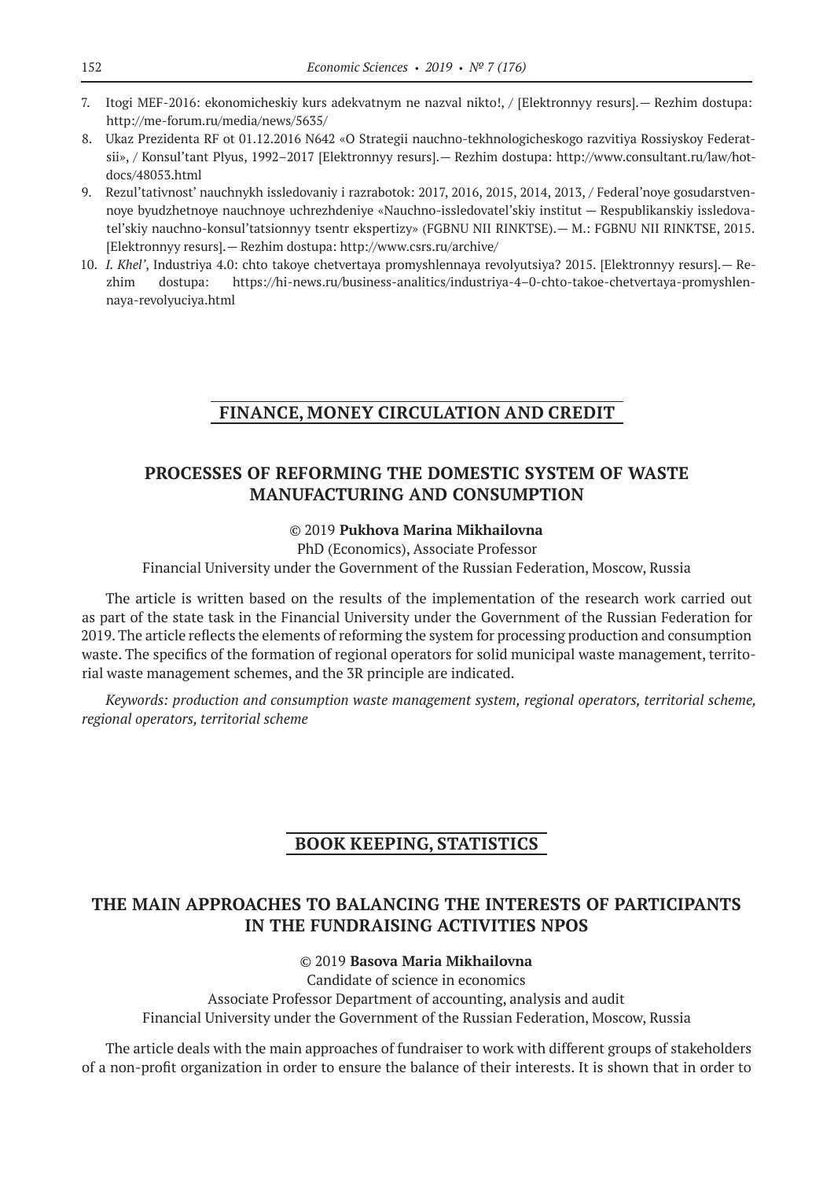7. Itogi MEF-2016: ekonomicheskiy kurs adekvatnym ne nazval nikto!, / [Elektronnyy resurs].— Rezhim dostupa: http://me-forum.ru/media/news/5635/
8. Ukaz Prezidenta RF ot 01.12.2016 N642 «O Strategii nauchno-tekhnologicheskogo razvitiya Rossiyskoy Federatsii», / Konsul'tant Plyus, 1992–2017 [Elektronnyy resurs].— Rezhim dostupa: http://www.consultant.ru/law/hotdocs/48053.html
9. Rezul'tativnost' nauchnykh issledovaniy i razrabotok: 2017, 2016, 2015, 2014, 2013, / Federal'noye gosudarstvennoye byudzhetnoye nauchnoye uchrezhdeniye «Nauchno-issledovatel'skiy institut — Respublikanskiy issledovatel'skiy nauchno-konsul'tatsionnyy tsentr ekspertizy» (FGBNU NII RINKTSE).— M.: FGBNU NII RINKTSE, 2015. [Elektronnyy resurs].— Rezhim dostupa: http://www.csrs.ru/archive/
10. *I. Khel'*, Industriya 4.0: chto takoye chetvertaya promyshlennaya revolyutsiya? 2015. [Elektronnyy resurs].— Rezhim dostupa: https://hi-news.ru/business-analitics/industriya-4–0-chto-takoe-chetvertaya-promyshlennaya-revolyuciya.html

## FINANCE, MONEY CIRCULATION AND CREDIT

### PROCESSES OF REFORMING THE DOMESTIC SYSTEM OF WASTE MANUFACTURING AND CONSUMPTION

© 2019 **Pukhova Marina Mikhailovna**
PhD (Economics), Associate Professor
Financial University under the Government of the Russian Federation, Moscow, Russia

The article is written based on the results of the implementation of the research work carried out as part of the state task in the Financial University under the Government of the Russian Federation for 2019. The article reflects the elements of reforming the system for processing production and consumption waste. The specifics of the formation of regional operators for solid municipal waste management, territorial waste management schemes, and the 3R principle are indicated.

*Keywords: production and consumption waste management system, regional operators, territorial scheme, regional operators, territorial scheme*

## BOOK KEEPING, STATISTICS

### THE MAIN APPROACHES TO BALANCING THE INTERESTS OF PARTICIPANTS IN THE FUNDRAISING ACTIVITIES NPOS

© 2019 **Basova Maria Mikhailovna**
Candidate of science in economics
Associate Professor Department of accounting, analysis and audit
Financial University under the Government of the Russian Federation, Moscow, Russia

The article deals with the main approaches of fundraiser to work with different groups of stakeholders of a non-profit organization in order to ensure the balance of their interests. It is shown that in order to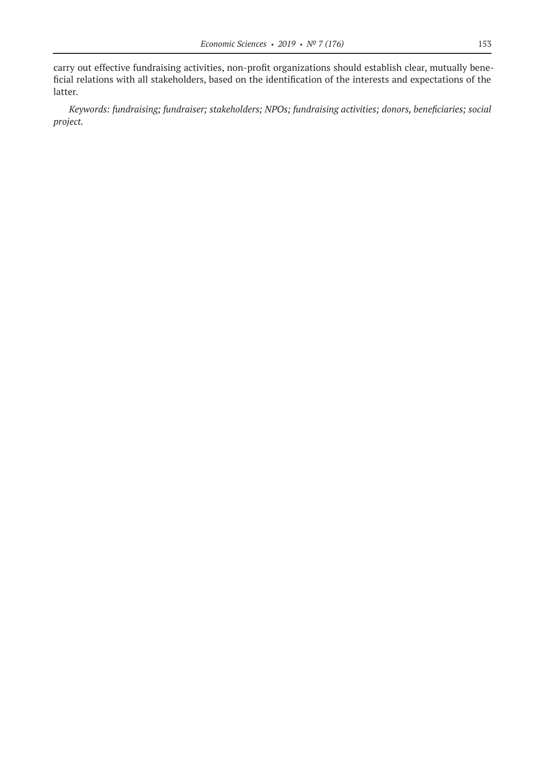carry out effective fundraising activities, non-profit organizations should establish clear, mutually beneficial relations with all stakeholders, based on the identification of the interests and expectations of the latter.

*Keywords: fundraising; fundraiser; stakeholders; NPOs; fundraising activities; donors, beneficiaries; social project.*